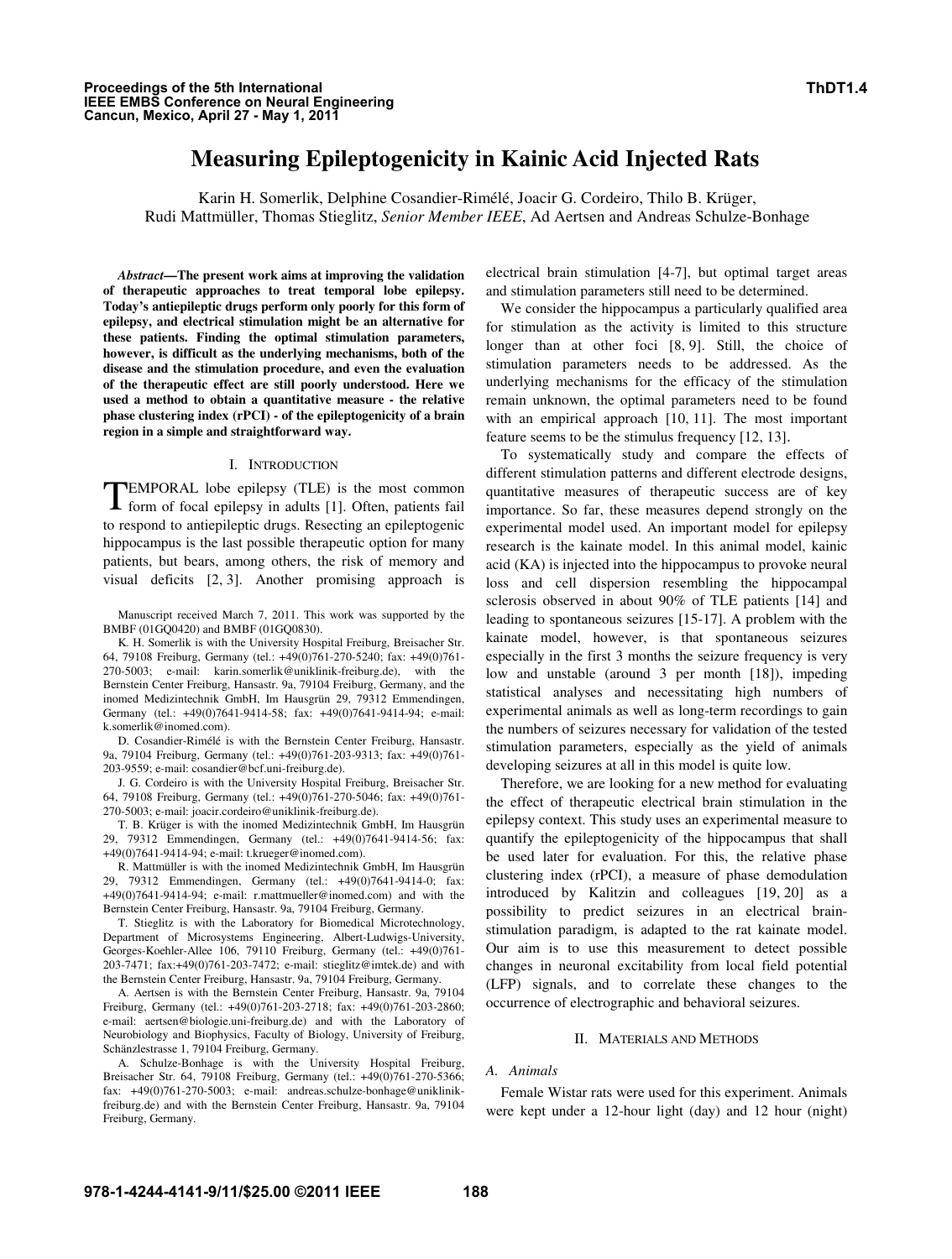# Measuring Epileptogenicity in Kainic Acid Injected Rats

Karin H. Somerlik, Delphine Cosandier-Rimélé, Joacir G. Cordeiro, Thilo B. Krüger, Rudi Mattmüller, Thomas Stieglitz, *Senior Member IEEE*, Ad Aertsen and Andreas Schulze-Bonhage

***Abstract*—The present work aims at improving the validation of therapeutic approaches to treat temporal lobe epilepsy. Today's antiepileptic drugs perform only poorly for this form of epilepsy, and electrical stimulation might be an alternative for these patients. Finding the optimal stimulation parameters, however, is difficult as the underlying mechanisms, both of the disease and the stimulation procedure, and even the evaluation of the therapeutic effect are still poorly understood. Here we used a method to obtain a quantitative measure - the relative phase clustering index (rPCI) - of the epileptogenicity of a brain region in a simple and straightforward way.**

## I. Introduction

TEMPORAL lobe epilepsy (TLE) is the most common form of focal epilepsy in adults [1]. Often, patients fail to respond to antiepileptic drugs. Resecting an epileptogenic hippocampus is the last possible therapeutic option for many patients, but bears, among others, the risk of memory and visual deficits [2, 3]. Another promising approach is electrical brain stimulation [4-7], but optimal target areas and stimulation parameters still need to be determined.

We consider the hippocampus a particularly qualified area for stimulation as the activity is limited to this structure longer than at other foci [8, 9]. Still, the choice of stimulation parameters needs to be addressed. As the underlying mechanisms for the efficacy of the stimulation remain unknown, the optimal parameters need to be found with an empirical approach [10, 11]. The most important feature seems to be the stimulus frequency [12, 13].

To systematically study and compare the effects of different stimulation patterns and different electrode designs, quantitative measures of therapeutic success are of key importance. So far, these measures depend strongly on the experimental model used. An important model for epilepsy research is the kainate model. In this animal model, kainic acid (KA) is injected into the hippocampus to provoke neural loss and cell dispersion resembling the hippocampal sclerosis observed in about 90% of TLE patients [14] and leading to spontaneous seizures [15-17]. A problem with the kainate model, however, is that spontaneous seizures especially in the first 3 months the seizure frequency is very low and unstable (around 3 per month [18]), impeding statistical analyses and necessitating high numbers of experimental animals as well as long-term recordings to gain the numbers of seizures necessary for validation of the tested stimulation parameters, especially as the yield of animals developing seizures at all in this model is quite low.

Therefore, we are looking for a new method for evaluating the effect of therapeutic electrical brain stimulation in the epilepsy context. This study uses an experimental measure to quantify the epileptogenicity of the hippocampus that shall be used later for evaluation. For this, the relative phase clustering index (rPCI), a measure of phase demodulation introduced by Kalitzin and colleagues [19, 20] as a possibility to predict seizures in an electrical brain-stimulation paradigm, is adapted to the rat kainate model. Our aim is to use this measurement to detect possible changes in neuronal excitability from local field potential (LFP) signals, and to correlate these changes to the occurrence of electrographic and behavioral seizures.

## II. Materials and Methods

### A. Animals

Female Wistar rats were used for this experiment. Animals were kept under a 12-hour light (day) and 12 hour (night)

---

Manuscript received March 7, 2011. This work was supported by the BMBF (01GQ0420) and BMBF (01GQ0830).

K. H. Somerlik is with the University Hospital Freiburg, Breisacher Str. 64, 79108 Freiburg, Germany (tel.: +49(0)761-270-5240; fax: +49(0)761-270-5003; e-mail: karin.somerlik@uniklinik-freiburg.de), with the Bernstein Center Freiburg, Hansastr. 9a, 79104 Freiburg, Germany, and the inomed Medizintechnik GmbH, Im Hausgrün 29, 79312 Emmendingen, Germany (tel.: +49(0)7641-9414-58; fax: +49(0)7641-9414-94; e-mail: k.somerlik@inomed.com).

D. Cosandier-Rimélé is with the Bernstein Center Freiburg, Hansastr. 9a, 79104 Freiburg, Germany (tel.: +49(0)761-203-9313; fax: +49(0)761-203-9559; e-mail: cosandier@bcf.uni-freiburg.de).

J. G. Cordeiro is with the University Hospital Freiburg, Breisacher Str. 64, 79108 Freiburg, Germany (tel.: +49(0)761-270-5046; fax: +49(0)761-270-5003; e-mail: joacir.cordeiro@uniklinik-freiburg.de).

T. B. Krüger is with the inomed Medizintechnik GmbH, Im Hausgrün 29, 79312 Emmendingen, Germany (tel.: +49(0)7641-9414-56; fax: +49(0)7641-9414-94; e-mail: t.krueger@inomed.com).

R. Mattmüller is with the inomed Medizintechnik GmbH, Im Hausgrün 29, 79312 Emmendingen, Germany (tel.: +49(0)7641-9414-0; fax: +49(0)7641-9414-94; e-mail: r.mattmueller@inomed.com) and with the Bernstein Center Freiburg, Hansastr. 9a, 79104 Freiburg, Germany.

T. Stieglitz is with the Laboratory for Biomedical Microtechnology, Department of Microsystems Engineering, Albert-Ludwigs-University, Georges-Koehler-Allee 106, 79110 Freiburg, Germany (tel.: +49(0)761-203-7471; fax:+49(0)761-203-7472; e-mail: stieglitz@imtek.de) and with the Bernstein Center Freiburg, Hansastr. 9a, 79104 Freiburg, Germany.

A. Aertsen is with the Bernstein Center Freiburg, Hansastr. 9a, 79104 Freiburg, Germany (tel.: +49(0)761-203-2718; fax: +49(0)761-203-2860; e-mail: aertsen@biologie.uni-freiburg.de) and with the Laboratory of Neurobiology and Biophysics, Faculty of Biology, University of Freiburg, Schänzlestrasse 1, 79104 Freiburg, Germany.

A. Schulze-Bonhage is with the University Hospital Freiburg, Breisacher Str. 64, 79108 Freiburg, Germany (tel.: +49(0)761-270-5366; fax: +49(0)761-270-5003; e-mail: andreas.schulze-bonhage@uniklinik-freiburg.de) and with the Bernstein Center Freiburg, Hansastr. 9a, 79104 Freiburg, Germany.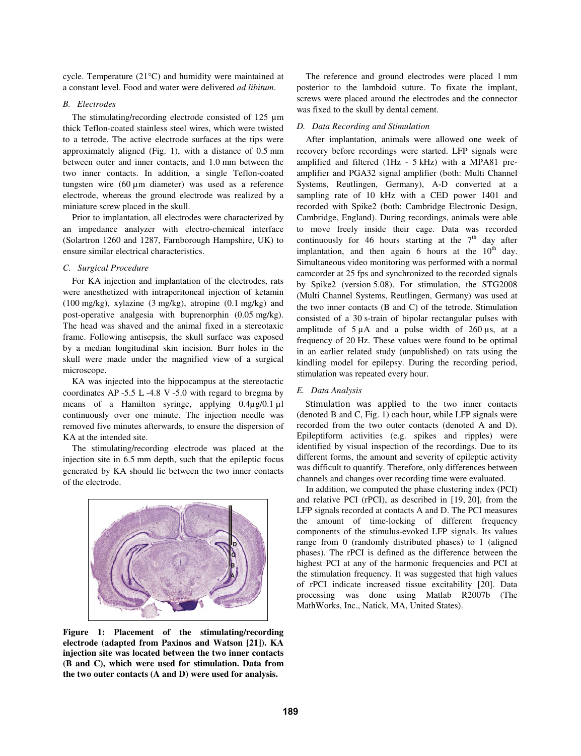cycle. Temperature (21°C) and humidity were maintained at a constant level. Food and water were delivered *ad libitum*.

### *B. Electrodes*

The stimulating/recording electrode consisted of 125 µm thick Teflon-coated stainless steel wires, which were twisted to a tetrode. The active electrode surfaces at the tips were approximately aligned (Fig. 1), with a distance of 0.5 mm between outer and inner contacts, and 1.0 mm between the two inner contacts. In addition, a single Teflon-coated tungsten wire (60 µm diameter) was used as a reference electrode, whereas the ground electrode was realized by a miniature screw placed in the skull.

Prior to implantation, all electrodes were characterized by an impedance analyzer with electro-chemical interface (Solartron 1260 and 1287, Farnborough Hampshire, UK) to ensure similar electrical characteristics.

### *C. Surgical Procedure*

For KA injection and implantation of the electrodes, rats were anesthetized with intraperitoneal injection of ketamin (100 mg/kg), xylazine (3 mg/kg), atropine (0.1 mg/kg) and post-operative analgesia with buprenorphin (0.05 mg/kg). The head was shaved and the animal fixed in a stereotaxic frame. Following antisepsis, the skull surface was exposed by a median longitudinal skin incision. Burr holes in the skull were made under the magnified view of a surgical microscope.

KA was injected into the hippocampus at the stereotactic coordinates AP -5.5 L -4.8 V -5.0 with regard to bregma by means of a Hamilton syringe, applying 0.4µg/0.1 µl continuously over one minute. The injection needle was removed five minutes afterwards, to ensure the dispersion of KA at the intended site.

The stimulating/recording electrode was placed at the injection site in 6.5 mm depth, such that the epileptic focus generated by KA should lie between the two inner contacts of the electrode.

**Figure 1: Placement of the stimulating/recording electrode (adapted from Paxinos and Watson [21]). KA injection site was located between the two inner contacts (B and C), which were used for stimulation. Data from the two outer contacts (A and D) were used for analysis.**

The reference and ground electrodes were placed 1 mm posterior to the lambdoid suture. To fixate the implant, screws were placed around the electrodes and the connector was fixed to the skull by dental cement.

### *D. Data Recording and Stimulation*

After implantation, animals were allowed one week of recovery before recordings were started. LFP signals were amplified and filtered (1Hz - 5 kHz) with a MPA81 pre-amplifier and PGA32 signal amplifier (both: Multi Channel Systems, Reutlingen, Germany), A-D converted at a sampling rate of 10 kHz with a CED power 1401 and recorded with Spike2 (both: Cambridge Electronic Design, Cambridge, England). During recordings, animals were able to move freely inside their cage. Data was recorded continuously for 46 hours starting at the 7th day after implantation, and then again 6 hours at the 10th day. Simultaneous video monitoring was performed with a normal camcorder at 25 fps and synchronized to the recorded signals by Spike2 (version 5.08). For stimulation, the STG2008 (Multi Channel Systems, Reutlingen, Germany) was used at the two inner contacts (B and C) of the tetrode. Stimulation consisted of a 30 s-train of bipolar rectangular pulses with amplitude of 5 µA and a pulse width of 260 µs, at a frequency of 20 Hz. These values were found to be optimal in an earlier related study (unpublished) on rats using the kindling model for epilepsy. During the recording period, stimulation was repeated every hour.

### *E. Data Analysis*

Stimulation was applied to the two inner contacts (denoted B and C, Fig. 1) each hour, while LFP signals were recorded from the two outer contacts (denoted A and D). Epileptiform activities (e.g. spikes and ripples) were identified by visual inspection of the recordings. Due to its different forms, the amount and severity of epileptic activity was difficult to quantify. Therefore, only differences between channels and changes over recording time were evaluated.

In addition, we computed the phase clustering index (PCI) and relative PCI (rPCI), as described in [19, 20], from the LFP signals recorded at contacts A and D. The PCI measures the amount of time-locking of different frequency components of the stimulus-evoked LFP signals. Its values range from 0 (randomly distributed phases) to 1 (aligned phases). The rPCI is defined as the difference between the highest PCI at any of the harmonic frequencies and PCI at the stimulation frequency. It was suggested that high values of rPCI indicate increased tissue excitability [20]. Data processing was done using Matlab R2007b (The MathWorks, Inc., Natick, MA, United States).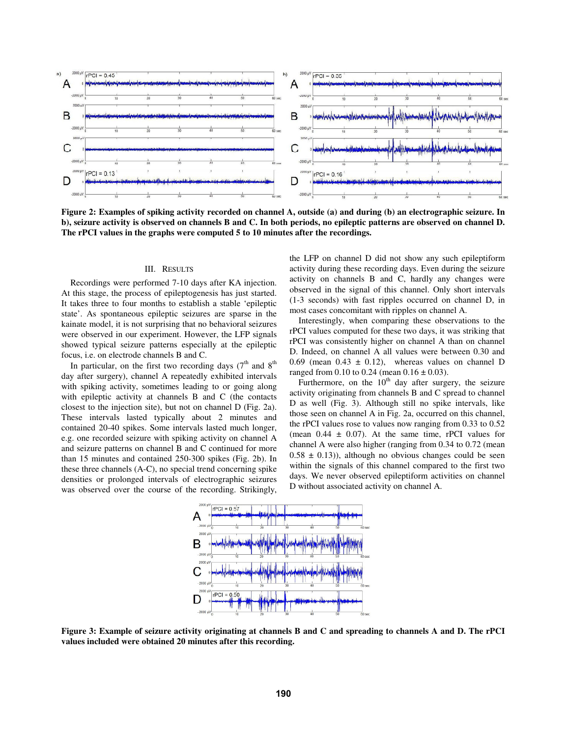**Figure 2: Examples of spiking activity recorded on channel A, outside (a) and during (b) an electrographic seizure. In b), seizure activity is observed on channels B and C. In both periods, no epileptic patterns are observed on channel D. The rPCI values in the graphs were computed 5 to 10 minutes after the recordings.**

## III. RESULTS

Recordings were performed 7-10 days after KA injection. At this stage, the process of epileptogenesis has just started. It takes three to four months to establish a stable 'epileptic state'. As spontaneous epileptic seizures are sparse in the kainate model, it is not surprising that no behavioral seizures were observed in our experiment. However, the LFP signals showed typical seizure patterns especially at the epileptic focus, i.e. on electrode channels B and C.

In particular, on the first two recording days (7[th] and 8[th] day after surgery), channel A repeatedly exhibited intervals with spiking activity, sometimes leading to or going along with epileptic activity at channels B and C (the contacts closest to the injection site), but not on channel D (Fig. 2a). These intervals lasted typically about 2 minutes and contained 20-40 spikes. Some intervals lasted much longer, e.g. one recorded seizure with spiking activity on channel A and seizure patterns on channel B and C continued for more than 15 minutes and contained 250-300 spikes (Fig. 2b). In these three channels (A-C), no special trend concerning spike densities or prolonged intervals of electrographic seizures was observed over the course of the recording. Strikingly, the LFP on channel D did not show any such epileptiform activity during these recording days. Even during the seizure activity on channels B and C, hardly any changes were observed in the signal of this channel. Only short intervals (1-3 seconds) with fast ripples occurred on channel D, in most cases concomitant with ripples on channel A.

Interestingly, when comparing these observations to the rPCI values computed for these two days, it was striking that rPCI was consistently higher on channel A than on channel D. Indeed, on channel A all values were between 0.30 and 0.69 (mean 0.43 ± 0.12), whereas values on channel D ranged from 0.10 to 0.24 (mean 0.16 ± 0.03).

Furthermore, on the 10[th] day after surgery, the seizure activity originating from channels B and C spread to channel D as well (Fig. 3). Although still no spike intervals, like those seen on channel A in Fig. 2a, occurred on this channel, the rPCI values rose to values now ranging from 0.33 to 0.52 (mean 0.44 ± 0.07). At the same time, rPCI values for channel A were also higher (ranging from 0.34 to 0.72 (mean 0.58 ± 0.13)), although no obvious changes could be seen within the signals of this channel compared to the first two days. We never observed epileptiform activities on channel D without associated activity on channel A.

**Figure 3: Example of seizure activity originating at channels B and C and spreading to channels A and D. The rPCI values included were obtained 20 minutes after this recording.**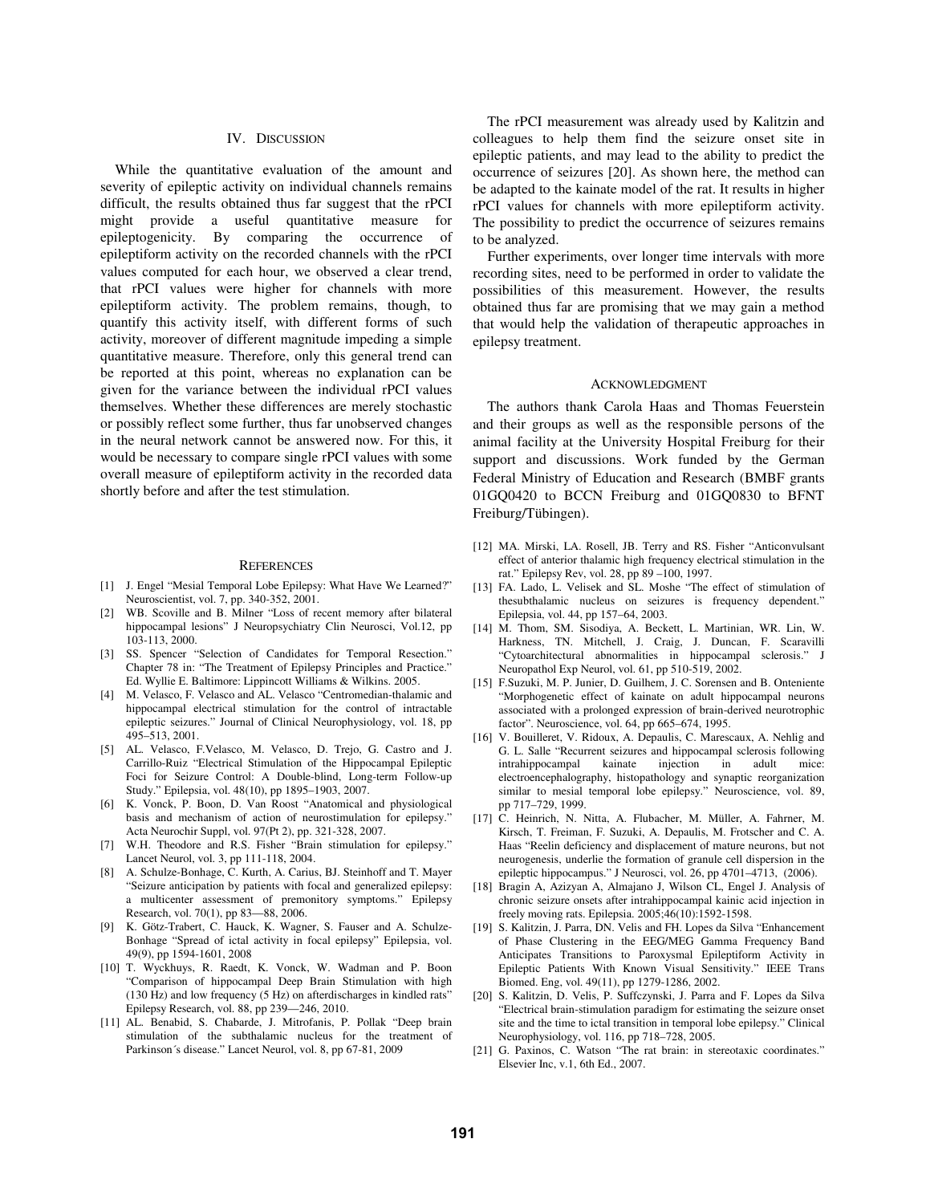## IV. Discussion

While the quantitative evaluation of the amount and severity of epileptic activity on individual channels remains difficult, the results obtained thus far suggest that the rPCI might provide a useful quantitative measure for epileptogenicity. By comparing the occurrence of epileptiform activity on the recorded channels with the rPCI values computed for each hour, we observed a clear trend, that rPCI values were higher for channels with more epileptiform activity. The problem remains, though, to quantify this activity itself, with different forms of such activity, moreover of different magnitude impeding a simple quantitative measure. Therefore, only this general trend can be reported at this point, whereas no explanation can be given for the variance between the individual rPCI values themselves. Whether these differences are merely stochastic or possibly reflect some further, thus far unobserved changes in the neural network cannot be answered now. For this, it would be necessary to compare single rPCI values with some overall measure of epileptiform activity in the recorded data shortly before and after the test stimulation.

The rPCI measurement was already used by Kalitzin and colleagues to help them find the seizure onset site in epileptic patients, and may lead to the ability to predict the occurrence of seizures [20]. As shown here, the method can be adapted to the kainate model of the rat. It results in higher rPCI values for channels with more epileptiform activity. The possibility to predict the occurrence of seizures remains to be analyzed.

Further experiments, over longer time intervals with more recording sites, need to be performed in order to validate the possibilities of this measurement. However, the results obtained thus far are promising that we may gain a method that would help the validation of therapeutic approaches in epilepsy treatment.

## Acknowledgment

The authors thank Carola Haas and Thomas Feuerstein and their groups as well as the responsible persons of the animal facility at the University Hospital Freiburg for their support and discussions. Work funded by the German Federal Ministry of Education and Research (BMBF grants 01GQ0420 to BCCN Freiburg and 01GQ0830 to BFNT Freiburg/Tübingen).

## References

[1] J. Engel "Mesial Temporal Lobe Epilepsy: What Have We Learned?" Neuroscientist, vol. 7, pp. 340-352, 2001.

[2] WB. Scoville and B. Milner "Loss of recent memory after bilateral hippocampal lesions" J Neuropsychiatry Clin Neurosci, Vol.12, pp 103-113, 2000.

[3] SS. Spencer "Selection of Candidates for Temporal Resection." Chapter 78 in: "The Treatment of Epilepsy Principles and Practice." Ed. Wyllie E. Baltimore: Lippincott Williams & Wilkins. 2005.

[4] M. Velasco, F. Velasco and AL. Velasco "Centromedian-thalamic and hippocampal electrical stimulation for the control of intractable epileptic seizures." Journal of Clinical Neurophysiology, vol. 18, pp 495–513, 2001.

[5] AL. Velasco, F.Velasco, M. Velasco, D. Trejo, G. Castro and J. Carrillo-Ruiz "Electrical Stimulation of the Hippocampal Epileptic Foci for Seizure Control: A Double-blind, Long-term Follow-up Study." Epilepsia, vol. 48(10), pp 1895–1903, 2007.

[6] K. Vonck, P. Boon, D. Van Roost "Anatomical and physiological basis and mechanism of action of neurostimulation for epilepsy." Acta Neurochir Suppl, vol. 97(Pt 2), pp. 321-328, 2007.

[7] W.H. Theodore and R.S. Fisher "Brain stimulation for epilepsy." Lancet Neurol, vol. 3, pp 111-118, 2004.

[8] A. Schulze-Bonhage, C. Kurth, A. Carius, BJ. Steinhoff and T. Mayer "Seizure anticipation by patients with focal and generalized epilepsy: a multicenter assessment of premonitory symptoms." Epilepsy Research, vol. 70(1), pp 83—88, 2006.

[9] K. Götz-Trabert, C. Hauck, K. Wagner, S. Fauser and A. Schulze-Bonhage "Spread of ictal activity in focal epilepsy" Epilepsia, vol. 49(9), pp 1594-1601, 2008

[10] T. Wyckhuys, R. Raedt, K. Vonck, W. Wadman and P. Boon "Comparison of hippocampal Deep Brain Stimulation with high (130 Hz) and low frequency (5 Hz) on afterdischarges in kindled rats" Epilepsy Research, vol. 88, pp 239—246, 2010.

[11] AL. Benabid, S. Chabarde, J. Mitrofanis, P. Pollak "Deep brain stimulation of the subthalamic nucleus for the treatment of Parkinson´s disease." Lancet Neurol, vol. 8, pp 67-81, 2009

[12] MA. Mirski, LA. Rosell, JB. Terry and RS. Fisher "Anticonvulsant effect of anterior thalamic high frequency electrical stimulation in the rat." Epilepsy Rev, vol. 28, pp 89 –100, 1997.

[13] FA. Lado, L. Velisek and SL. Moshe "The effect of stimulation of thesubthalamic nucleus on seizures is frequency dependent." Epilepsia, vol. 44, pp 157–64, 2003.

[14] M. Thom, SM. Sisodiya, A. Beckett, L. Martinian, WR. Lin, W. Harkness, TN. Mitchell, J. Craig, J. Duncan, F. Scaravilli "Cytoarchitectural abnormalities in hippocampal sclerosis." J Neuropathol Exp Neurol, vol. 61, pp 510-519, 2002.

[15] F.Suzuki, M. P. Junier, D. Guilhem, J. C. Sorensen and B. Onteniente "Morphogenetic effect of kainate on adult hippocampal neurons associated with a prolonged expression of brain-derived neurotrophic factor". Neuroscience, vol. 64, pp 665–674, 1995.

[16] V. Bouilleret, V. Ridoux, A. Depaulis, C. Marescaux, A. Nehlig and G. L. Salle "Recurrent seizures and hippocampal sclerosis following intrahippocampal kainate injection in adult mice: electroencephalography, histopathology and synaptic reorganization similar to mesial temporal lobe epilepsy." Neuroscience, vol. 89, pp 717–729, 1999.

[17] C. Heinrich, N. Nitta, A. Flubacher, M. Müller, A. Fahrner, M. Kirsch, T. Freiman, F. Suzuki, A. Depaulis, M. Frotscher and C. A. Haas "Reelin deficiency and displacement of mature neurons, but not neurogenesis, underlie the formation of granule cell dispersion in the epileptic hippocampus." J Neurosci, vol. 26, pp 4701–4713, (2006).

[18] Bragin A, Azizyan A, Almajano J, Wilson CL, Engel J. Analysis of chronic seizure onsets after intrahippocampal kainic acid injection in freely moving rats. Epilepsia. 2005;46(10):1592-1598.

[19] S. Kalitzin, J. Parra, DN. Velis and FH. Lopes da Silva "Enhancement of Phase Clustering in the EEG/MEG Gamma Frequency Band Anticipates Transitions to Paroxysmal Epileptiform Activity in Epileptic Patients With Known Visual Sensitivity." IEEE Trans Biomed. Eng, vol. 49(11), pp 1279-1286, 2002.

[20] S. Kalitzin, D. Velis, P. Suffczynski, J. Parra and F. Lopes da Silva "Electrical brain-stimulation paradigm for estimating the seizure onset site and the time to ictal transition in temporal lobe epilepsy." Clinical Neurophysiology, vol. 116, pp 718–728, 2005.

[21] G. Paxinos, C. Watson "The rat brain: in stereotaxic coordinates." Elsevier Inc, v.1, 6th Ed., 2007.